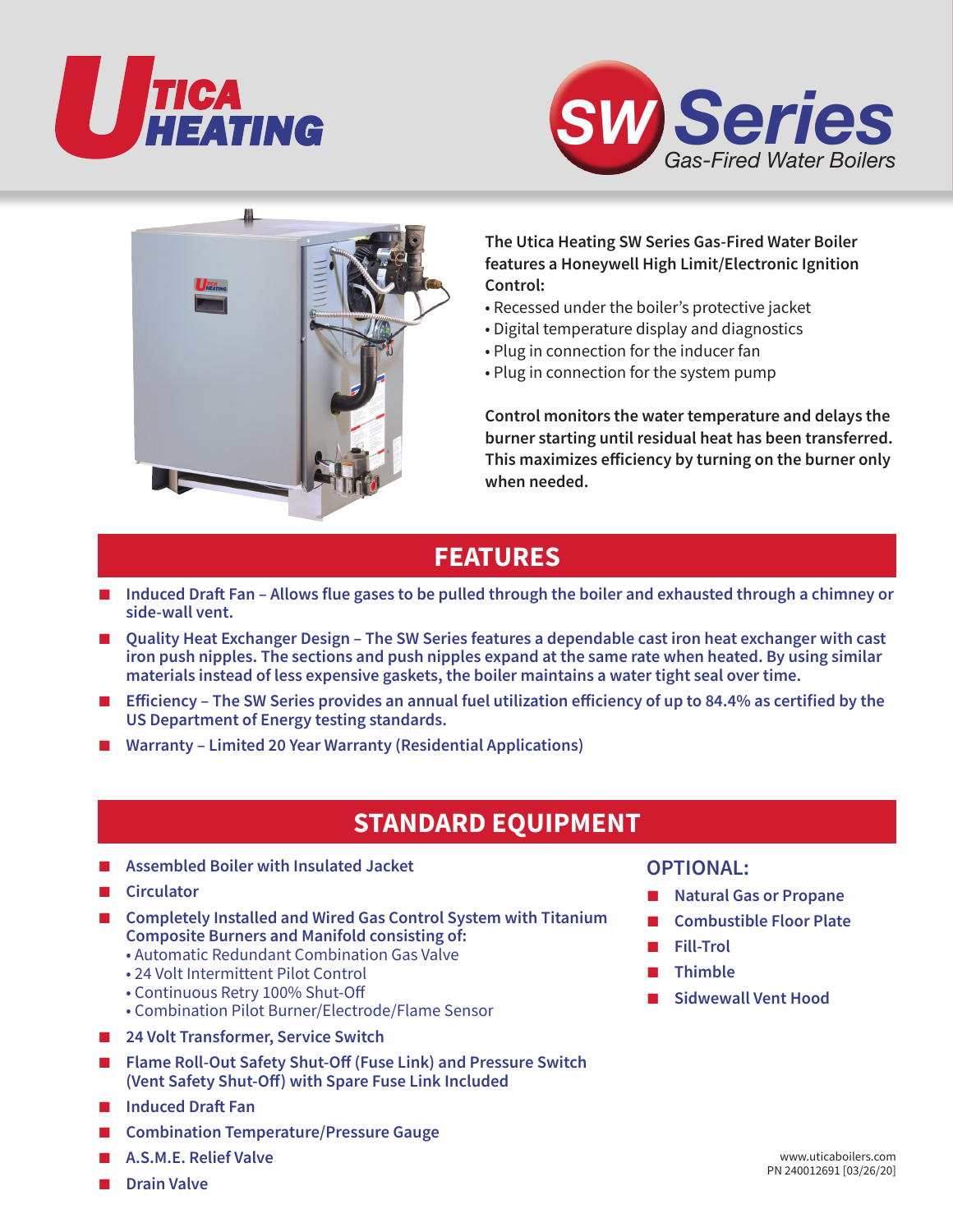# Utica Heating

# SW Series

*Gas-Fired Water Boilers*

**The Utica Heating SW Series Gas-Fired Water Boiler features a Honeywell High Limit/Electronic Ignition Control:**

- Recessed under the boiler's protective jacket
- Digital temperature display and diagnostics
- Plug in connection for the inducer fan
- Plug in connection for the system pump

**Control monitors the water temperature and delays the burner starting until residual heat has been transferred. This maximizes efficiency by turning on the burner only when needed.**

## FEATURES

- **Induced Draft Fan – Allows flue gases to be pulled through the boiler and exhausted through a chimney or side-wall vent.**
- **Quality Heat Exchanger Design – The SW Series features a dependable cast iron heat exchanger with cast iron push nipples. The sections and push nipples expand at the same rate when heated. By using similar materials instead of less expensive gaskets, the boiler maintains a water tight seal over time.**
- **Efficiency – The SW Series provides an annual fuel utilization efficiency of up to 84.4% as certified by the US Department of Energy testing standards.**
- **Warranty – Limited 20 Year Warranty (Residential Applications)**

## STANDARD EQUIPMENT

- **Assembled Boiler with Insulated Jacket**
- **Circulator**
- **Completely Installed and Wired Gas Control System with Titanium Composite Burners and Manifold consisting of:**
  - Automatic Redundant Combination Gas Valve
  - 24 Volt Intermittent Pilot Control
  - Continuous Retry 100% Shut-Off
  - Combination Pilot Burner/Electrode/Flame Sensor
- **24 Volt Transformer, Service Switch**
- **Flame Roll-Out Safety Shut-Off (Fuse Link) and Pressure Switch (Vent Safety Shut-Off) with Spare Fuse Link Included**
- **Induced Draft Fan**
- **Combination Temperature/Pressure Gauge**
- **A.S.M.E. Relief Valve**
- **Drain Valve**

### OPTIONAL:

- **Natural Gas or Propane**
- **Combustible Floor Plate**
- **Fill-Trol**
- **Thimble**
- **Sidwewall Vent Hood**

www.uticaboilers.com
PN 240012691 [03/26/20]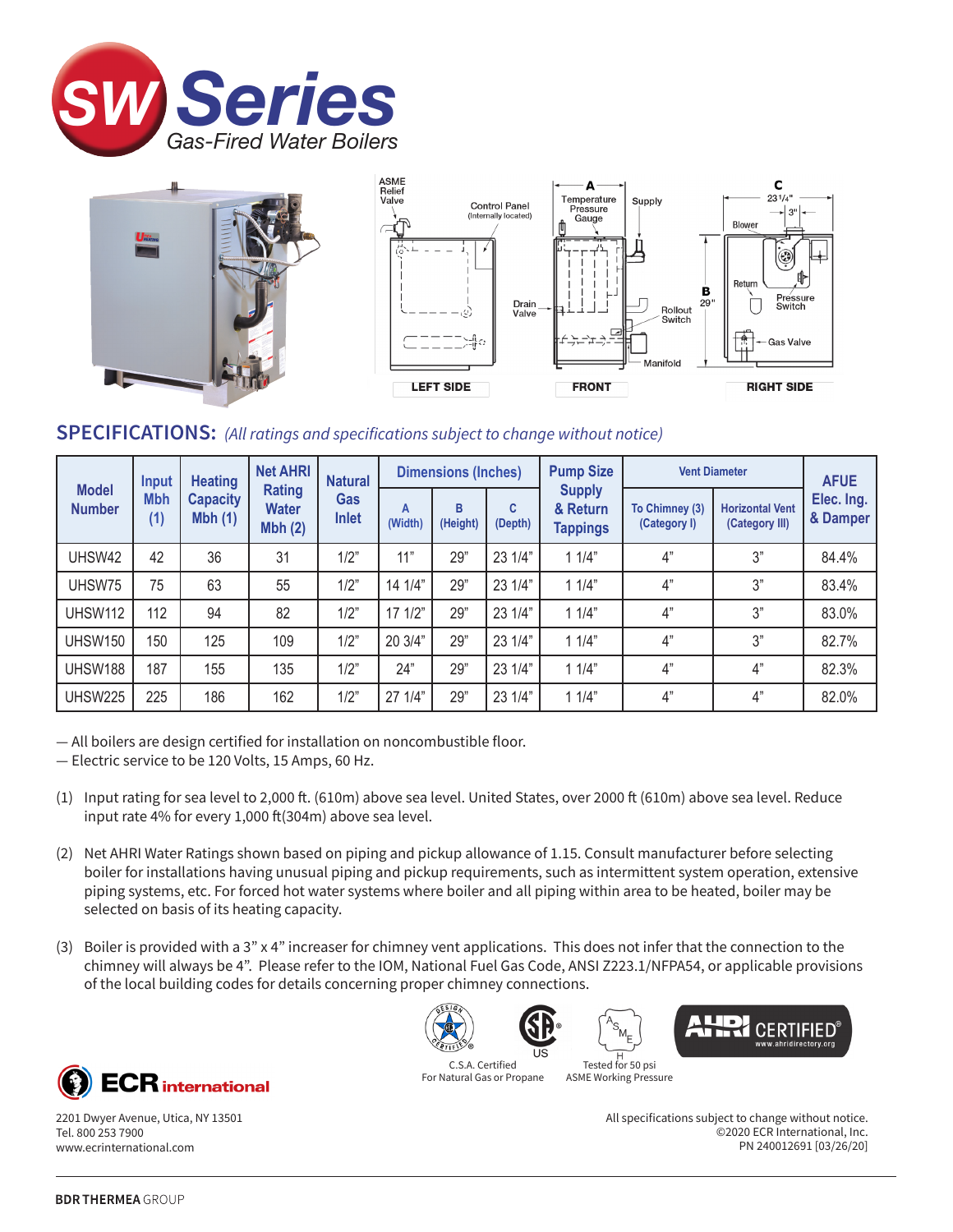# SW Series

Gas-Fired Water Boilers

ASME Relief Valve

Control Panel (Internally located)

Drain Valve

LEFT SIDE

A

Temperature Pressure Gauge

Supply

Rollout Switch

Manifold

FRONT

B 29"

C

23 1/4"

3"

Blower

Return

Pressure Switch

Gas Valve

RIGHT SIDE

## SPECIFICATIONS: *(All ratings and specifications subject to change without notice)*

| Model Number | Input Mbh (1) | Heating Capacity Mbh (1) | Net AHRI Rating Water Mbh (2) | Natural Gas Inlet | Dimensions (Inches) | | | Pump Size Supply & Return Tappings | Vent Diameter | | AFUE Elec. Ing. & Damper |
|---|---|---|---|---|---|---|---|---|---|---|---|
| | | | | | A (Width) | B (Height) | C (Depth) | | To Chimney (3) (Category I) | Horizontal Vent (Category III) | |
| UHSW42 | 42 | 36 | 31 | 1/2" | 11" | 29" | 23 1/4" | 1 1/4" | 4" | 3" | 84.4% |
| UHSW75 | 75 | 63 | 55 | 1/2" | 14 1/4" | 29" | 23 1/4" | 1 1/4" | 4" | 3" | 83.4% |
| UHSW112 | 112 | 94 | 82 | 1/2" | 17 1/2" | 29" | 23 1/4" | 1 1/4" | 4" | 3" | 83.0% |
| UHSW150 | 150 | 125 | 109 | 1/2" | 20 3/4" | 29" | 23 1/4" | 1 1/4" | 4" | 3" | 82.7% |
| UHSW188 | 187 | 155 | 135 | 1/2" | 24" | 29" | 23 1/4" | 1 1/4" | 4" | 4" | 82.3% |
| UHSW225 | 225 | 186 | 162 | 1/2" | 27 1/4" | 29" | 23 1/4" | 1 1/4" | 4" | 4" | 82.0% |

— All boilers are design certified for installation on noncombustible floor.
— Electric service to be 120 Volts, 15 Amps, 60 Hz.

(1) Input rating for sea level to 2,000 ft. (610m) above sea level. United States, over 2000 ft (610m) above sea level. Reduce input rate 4% for every 1,000 ft(304m) above sea level.

(2) Net AHRI Water Ratings shown based on piping and pickup allowance of 1.15. Consult manufacturer before selecting boiler for installations having unusual piping and pickup requirements, such as intermittent system operation, extensive piping systems, etc. For forced hot water systems where boiler and all piping within area to be heated, boiler may be selected on basis of its heating capacity.

(3) Boiler is provided with a 3" x 4" increaser for chimney vent applications. This does not infer that the connection to the chimney will always be 4". Please refer to the IOM, National Fuel Gas Code, ANSI Z223.1/NFPA54, or applicable provisions of the local building codes for details concerning proper chimney connections.

C.S.A. Certified For Natural Gas or Propane

Tested for 50 psi ASME Working Pressure

AHRI CERTIFIED® www.ahridirectory.org

ECR international

2201 Dwyer Avenue, Utica, NY 13501
Tel. 800 253 7900
www.ecrinternational.com

All specifications subject to change without notice.
©2020 ECR International, Inc.
PN 240012691 [03/26/20]

BDR THERMEA GROUP